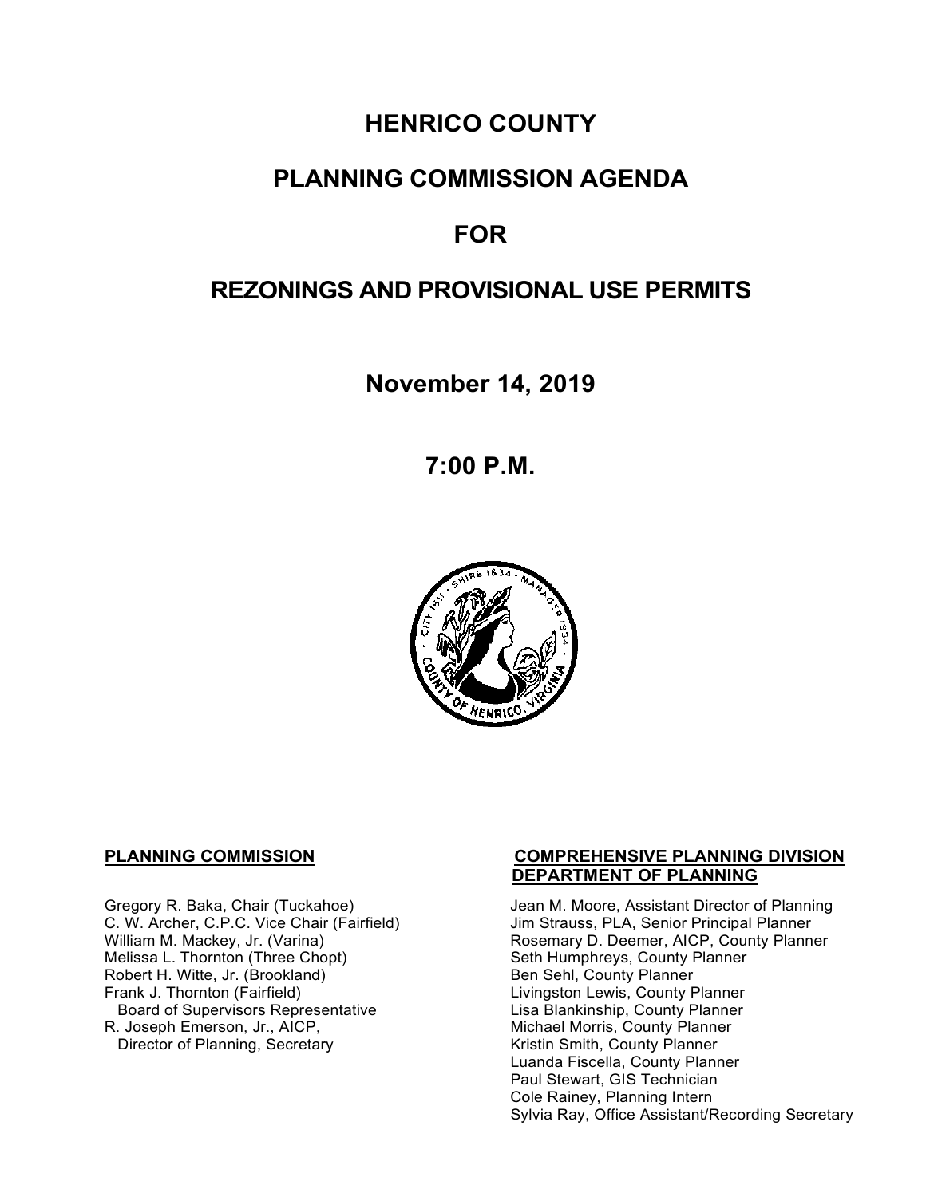# HENRICO COUNTY

# PLANNING COMMISSION AGENDA

# FOR

# REZONINGS AND PROVISIONAL USE PERMITS

**November 14, 2019**

**7:00 P.M.**

**PLANNING COMMISSION**

Gregory R. Baka, Chair (Tuckahoe)
C. W. Archer, C.P.C. Vice Chair (Fairfield)
William M. Mackey, Jr. (Varina)
Melissa L. Thornton (Three Chopt)
Robert H. Witte, Jr. (Brookland)
Frank J. Thornton (Fairfield)
Board of Supervisors Representative
R. Joseph Emerson, Jr., AICP,
Director of Planning, Secretary

**COMPREHENSIVE PLANNING DIVISION**
**DEPARTMENT OF PLANNING**

Jean M. Moore, Assistant Director of Planning
Jim Strauss, PLA, Senior Principal Planner
Rosemary D. Deemer, AICP, County Planner
Seth Humphreys, County Planner
Ben Sehl, County Planner
Livingston Lewis, County Planner
Lisa Blankinship, County Planner
Michael Morris, County Planner
Kristin Smith, County Planner
Luanda Fiscella, County Planner
Paul Stewart, GIS Technician
Cole Rainey, Planning Intern
Sylvia Ray, Office Assistant/Recording Secretary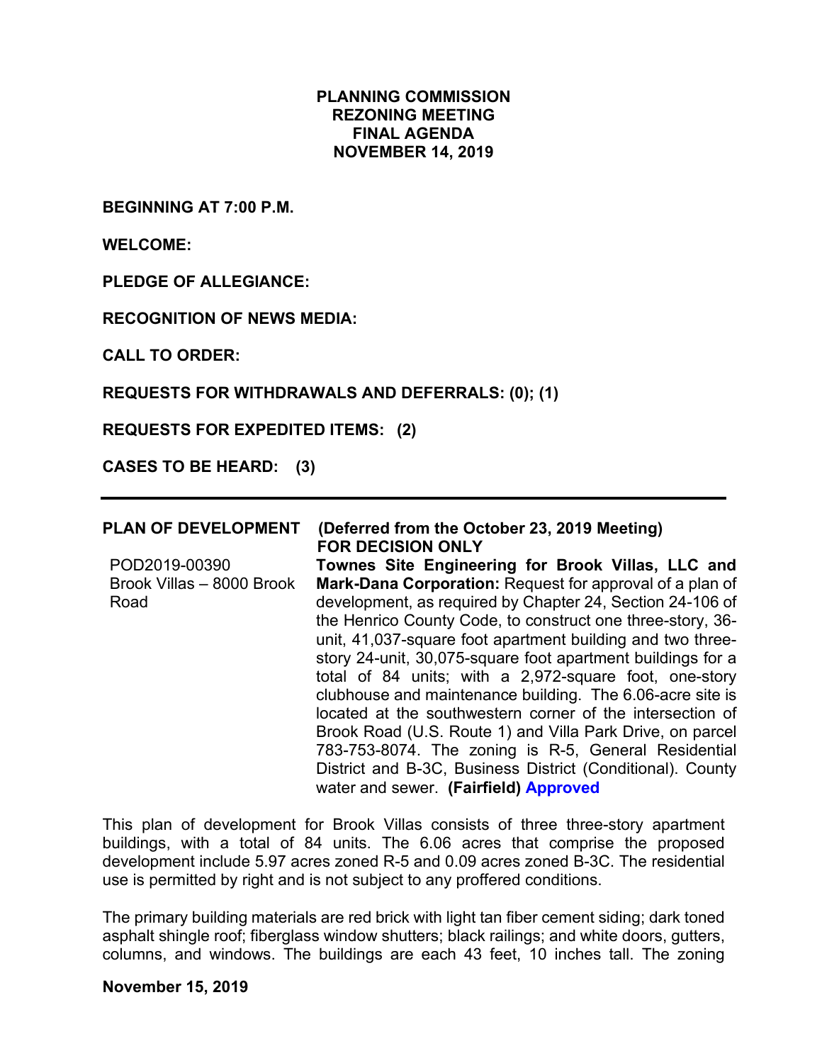**PLANNING COMMISSION**
**REZONING MEETING**
**FINAL AGENDA**
**NOVEMBER 14, 2019**

**BEGINNING AT 7:00 P.M.**

**WELCOME:**

**PLEDGE OF ALLEGIANCE:**

**RECOGNITION OF NEWS MEDIA:**

**CALL TO ORDER:**

**REQUESTS FOR WITHDRAWALS AND DEFERRALS: (0); (1)**

**REQUESTS FOR EXPEDITED ITEMS: (2)**

**CASES TO BE HEARD: (3)**

---

| | |
|---|---|
| **PLAN OF DEVELOPMENT** | **(Deferred from the October 23, 2019 Meeting)** **FOR DECISION ONLY** |
| POD2019-00390 Brook Villas – 8000 Brook Road | **Townes Site Engineering for Brook Villas, LLC and Mark-Dana Corporation:** Request for approval of a plan of development, as required by Chapter 24, Section 24-106 of the Henrico County Code, to construct one three-story, 36-unit, 41,037-square foot apartment building and two three-story 24-unit, 30,075-square foot apartment buildings for a total of 84 units; with a 2,972-square foot, one-story clubhouse and maintenance building. The 6.06-acre site is located at the southwestern corner of the intersection of Brook Road (U.S. Route 1) and Villa Park Drive, on parcel 783-753-8074. The zoning is R-5, General Residential District and B-3C, Business District (Conditional). County water and sewer. **(Fairfield) Approved** |

This plan of development for Brook Villas consists of three three-story apartment buildings, with a total of 84 units. The 6.06 acres that comprise the proposed development include 5.97 acres zoned R-5 and 0.09 acres zoned B-3C. The residential use is permitted by right and is not subject to any proffered conditions.

The primary building materials are red brick with light tan fiber cement siding; dark toned asphalt shingle roof; fiberglass window shutters; black railings; and white doors, gutters, columns, and windows. The buildings are each 43 feet, 10 inches tall. The zoning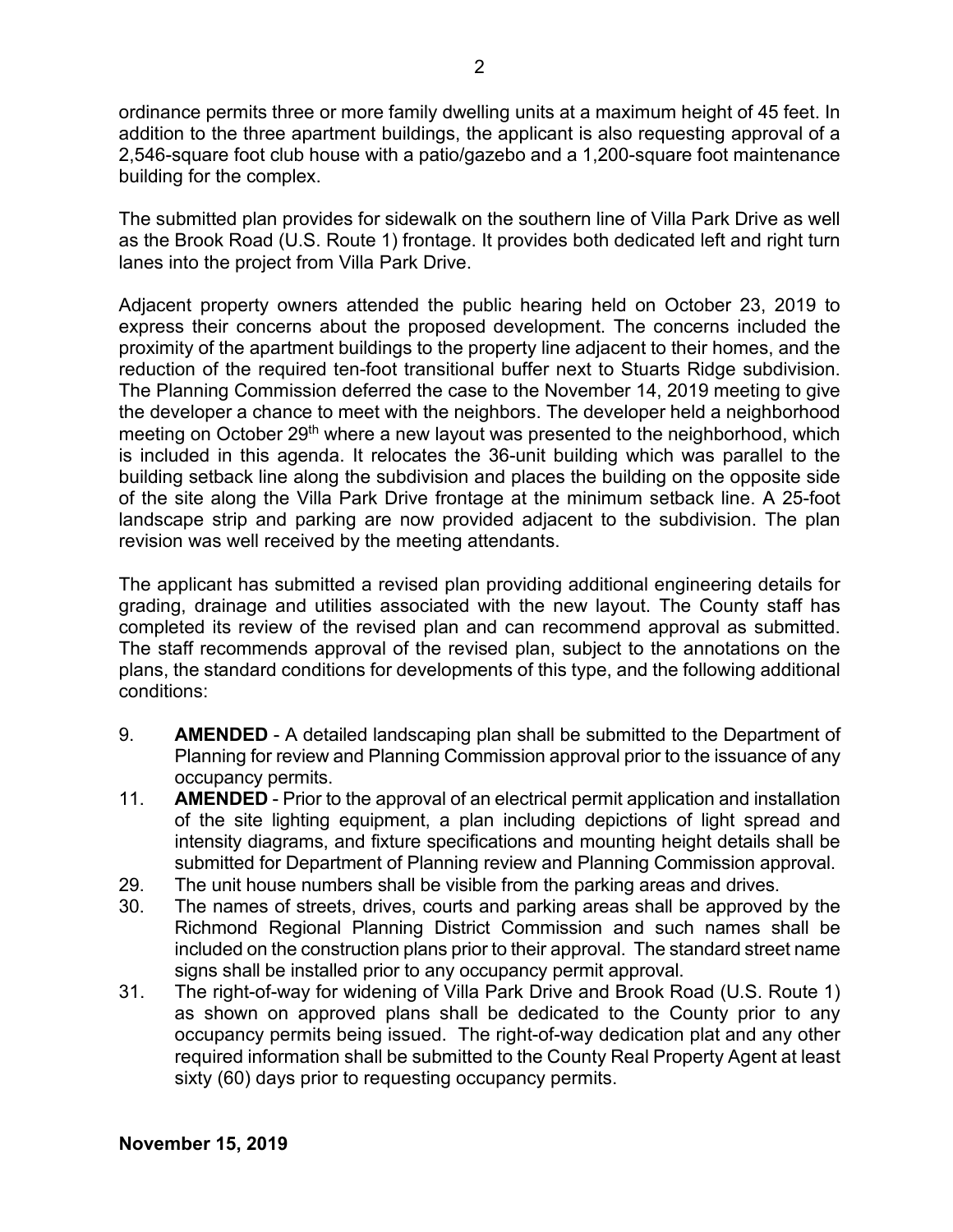ordinance permits three or more family dwelling units at a maximum height of 45 feet. In addition to the three apartment buildings, the applicant is also requesting approval of a 2,546-square foot club house with a patio/gazebo and a 1,200-square foot maintenance building for the complex.

The submitted plan provides for sidewalk on the southern line of Villa Park Drive as well as the Brook Road (U.S. Route 1) frontage. It provides both dedicated left and right turn lanes into the project from Villa Park Drive.

Adjacent property owners attended the public hearing held on October 23, 2019 to express their concerns about the proposed development. The concerns included the proximity of the apartment buildings to the property line adjacent to their homes, and the reduction of the required ten-foot transitional buffer next to Stuarts Ridge subdivision. The Planning Commission deferred the case to the November 14, 2019 meeting to give the developer a chance to meet with the neighbors. The developer held a neighborhood meeting on October 29th where a new layout was presented to the neighborhood, which is included in this agenda. It relocates the 36-unit building which was parallel to the building setback line along the subdivision and places the building on the opposite side of the site along the Villa Park Drive frontage at the minimum setback line. A 25-foot landscape strip and parking are now provided adjacent to the subdivision. The plan revision was well received by the meeting attendants.

The applicant has submitted a revised plan providing additional engineering details for grading, drainage and utilities associated with the new layout. The County staff has completed its review of the revised plan and can recommend approval as submitted. The staff recommends approval of the revised plan, subject to the annotations on the plans, the standard conditions for developments of this type, and the following additional conditions:

9. **AMENDED** - A detailed landscaping plan shall be submitted to the Department of Planning for review and Planning Commission approval prior to the issuance of any occupancy permits.
11. **AMENDED** - Prior to the approval of an electrical permit application and installation of the site lighting equipment, a plan including depictions of light spread and intensity diagrams, and fixture specifications and mounting height details shall be submitted for Department of Planning review and Planning Commission approval.
29. The unit house numbers shall be visible from the parking areas and drives.
30. The names of streets, drives, courts and parking areas shall be approved by the Richmond Regional Planning District Commission and such names shall be included on the construction plans prior to their approval. The standard street name signs shall be installed prior to any occupancy permit approval.
31. The right-of-way for widening of Villa Park Drive and Brook Road (U.S. Route 1) as shown on approved plans shall be dedicated to the County prior to any occupancy permits being issued. The right-of-way dedication plat and any other required information shall be submitted to the County Real Property Agent at least sixty (60) days prior to requesting occupancy permits.

**November 15, 2019**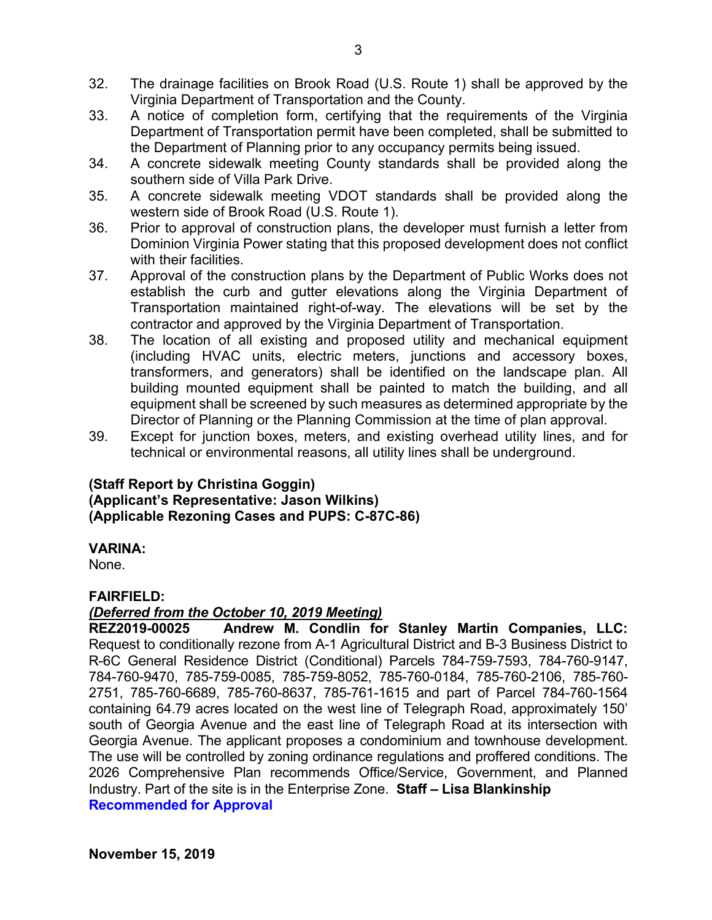32. The drainage facilities on Brook Road (U.S. Route 1) shall be approved by the Virginia Department of Transportation and the County.
33. A notice of completion form, certifying that the requirements of the Virginia Department of Transportation permit have been completed, shall be submitted to the Department of Planning prior to any occupancy permits being issued.
34. A concrete sidewalk meeting County standards shall be provided along the southern side of Villa Park Drive.
35. A concrete sidewalk meeting VDOT standards shall be provided along the western side of Brook Road (U.S. Route 1).
36. Prior to approval of construction plans, the developer must furnish a letter from Dominion Virginia Power stating that this proposed development does not conflict with their facilities.
37. Approval of the construction plans by the Department of Public Works does not establish the curb and gutter elevations along the Virginia Department of Transportation maintained right-of-way. The elevations will be set by the contractor and approved by the Virginia Department of Transportation.
38. The location of all existing and proposed utility and mechanical equipment (including HVAC units, electric meters, junctions and accessory boxes, transformers, and generators) shall be identified on the landscape plan. All building mounted equipment shall be painted to match the building, and all equipment shall be screened by such measures as determined appropriate by the Director of Planning or the Planning Commission at the time of plan approval.
39. Except for junction boxes, meters, and existing overhead utility lines, and for technical or environmental reasons, all utility lines shall be underground.

**(Staff Report by Christina Goggin)**
**(Applicant's Representative: Jason Wilkins)**
**(Applicable Rezoning Cases and PUPS: C-87C-86)**

**VARINA:**
None.

**FAIRFIELD:**
***(Deferred from the October 10, 2019 Meeting)***
**REZ2019-00025 Andrew M. Condlin for Stanley Martin Companies, LLC:** Request to conditionally rezone from A-1 Agricultural District and B-3 Business District to R-6C General Residence District (Conditional) Parcels 784-759-7593, 784-760-9147, 784-760-9470, 785-759-0085, 785-759-8052, 785-760-0184, 785-760-2106, 785-760-2751, 785-760-6689, 785-760-8637, 785-761-1615 and part of Parcel 784-760-1564 containing 64.79 acres located on the west line of Telegraph Road, approximately 150' south of Georgia Avenue and the east line of Telegraph Road at its intersection with Georgia Avenue. The applicant proposes a condominium and townhouse development. The use will be controlled by zoning ordinance regulations and proffered conditions. The 2026 Comprehensive Plan recommends Office/Service, Government, and Planned Industry. Part of the site is in the Enterprise Zone. **Staff – Lisa Blankinship**
**Recommended for Approval**

**November 15, 2019**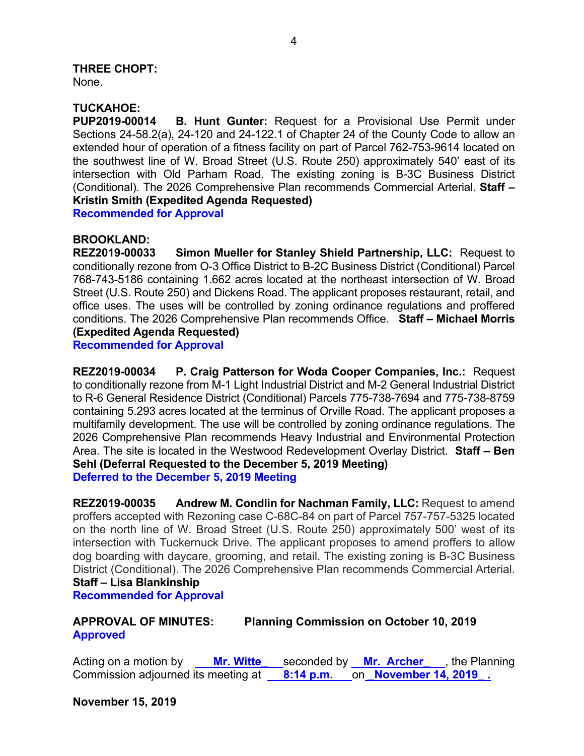**THREE CHOPT:**
None.

**TUCKAHOE:**
**PUP2019-00014 B. Hunt Gunter:** Request for a Provisional Use Permit under Sections 24-58.2(a), 24-120 and 24-122.1 of Chapter 24 of the County Code to allow an extended hour of operation of a fitness facility on part of Parcel 762-753-9614 located on the southwest line of W. Broad Street (U.S. Route 250) approximately 540' east of its intersection with Old Parham Road. The existing zoning is B-3C Business District (Conditional). The 2026 Comprehensive Plan recommends Commercial Arterial. **Staff – Kristin Smith (Expedited Agenda Requested)**
**Recommended for Approval**

**BROOKLAND:**
**REZ2019-00033 Simon Mueller for Stanley Shield Partnership, LLC:** Request to conditionally rezone from O-3 Office District to B-2C Business District (Conditional) Parcel 768-743-5186 containing 1.662 acres located at the northeast intersection of W. Broad Street (U.S. Route 250) and Dickens Road. The applicant proposes restaurant, retail, and office uses. The uses will be controlled by zoning ordinance regulations and proffered conditions. The 2026 Comprehensive Plan recommends Office. **Staff – Michael Morris (Expedited Agenda Requested)**
**Recommended for Approval**

**REZ2019-00034 P. Craig Patterson for Woda Cooper Companies, Inc.:** Request to conditionally rezone from M-1 Light Industrial District and M-2 General Industrial District to R-6 General Residence District (Conditional) Parcels 775-738-7694 and 775-738-8759 containing 5.293 acres located at the terminus of Orville Road. The applicant proposes a multifamily development. The use will be controlled by zoning ordinance regulations. The 2026 Comprehensive Plan recommends Heavy Industrial and Environmental Protection Area. The site is located in the Westwood Redevelopment Overlay District. **Staff – Ben Sehl (Deferral Requested to the December 5, 2019 Meeting)**
**Deferred to the December 5, 2019 Meeting**

**REZ2019-00035 Andrew M. Condlin for Nachman Family, LLC:** Request to amend proffers accepted with Rezoning case C-68C-84 on part of Parcel 757-757-5325 located on the north line of W. Broad Street (U.S. Route 250) approximately 500' west of its intersection with Tuckernuck Drive. The applicant proposes to amend proffers to allow dog boarding with daycare, grooming, and retail. The existing zoning is B-3C Business District (Conditional). The 2026 Comprehensive Plan recommends Commercial Arterial. **Staff – Lisa Blankinship**
**Recommended for Approval**

**APPROVAL OF MINUTES: Planning Commission on October 10, 2019**
**Approved**

Acting on a motion by **Mr. Witte** seconded by **Mr. Archer**, the Planning Commission adjourned its meeting at **8:14 p.m.** on **November 14, 2019**.

**November 15, 2019**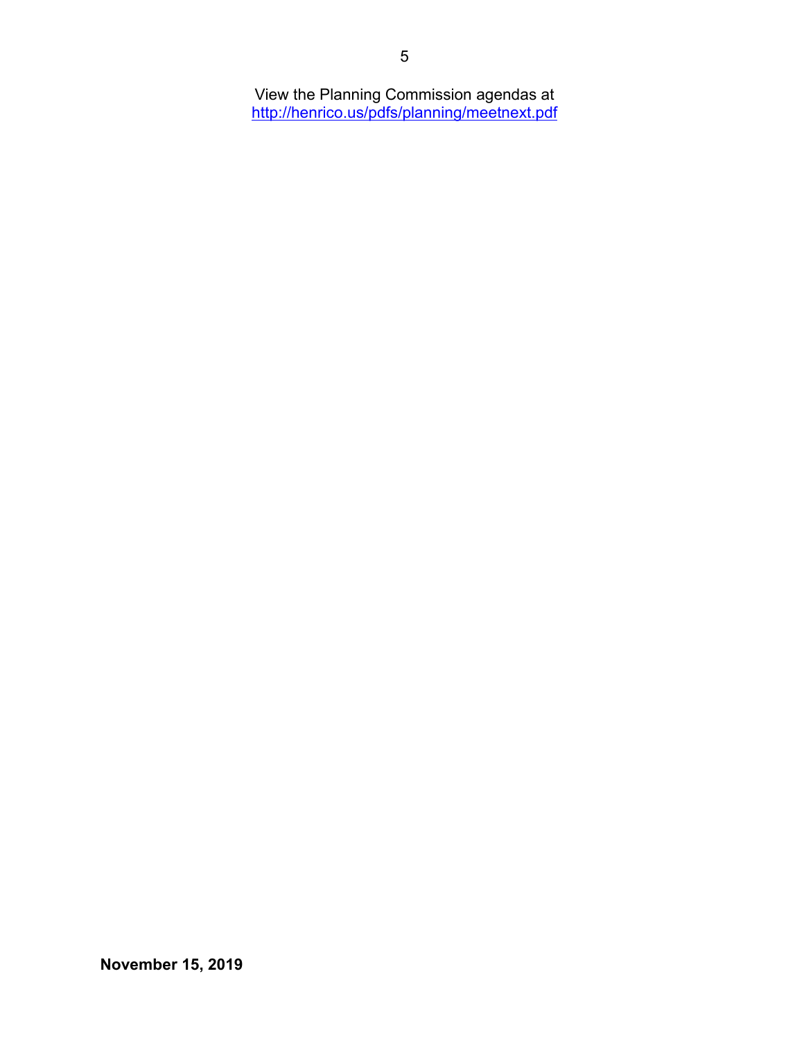View the Planning Commission agendas at
http://henrico.us/pdfs/planning/meetnext.pdf

**November 15, 2019**